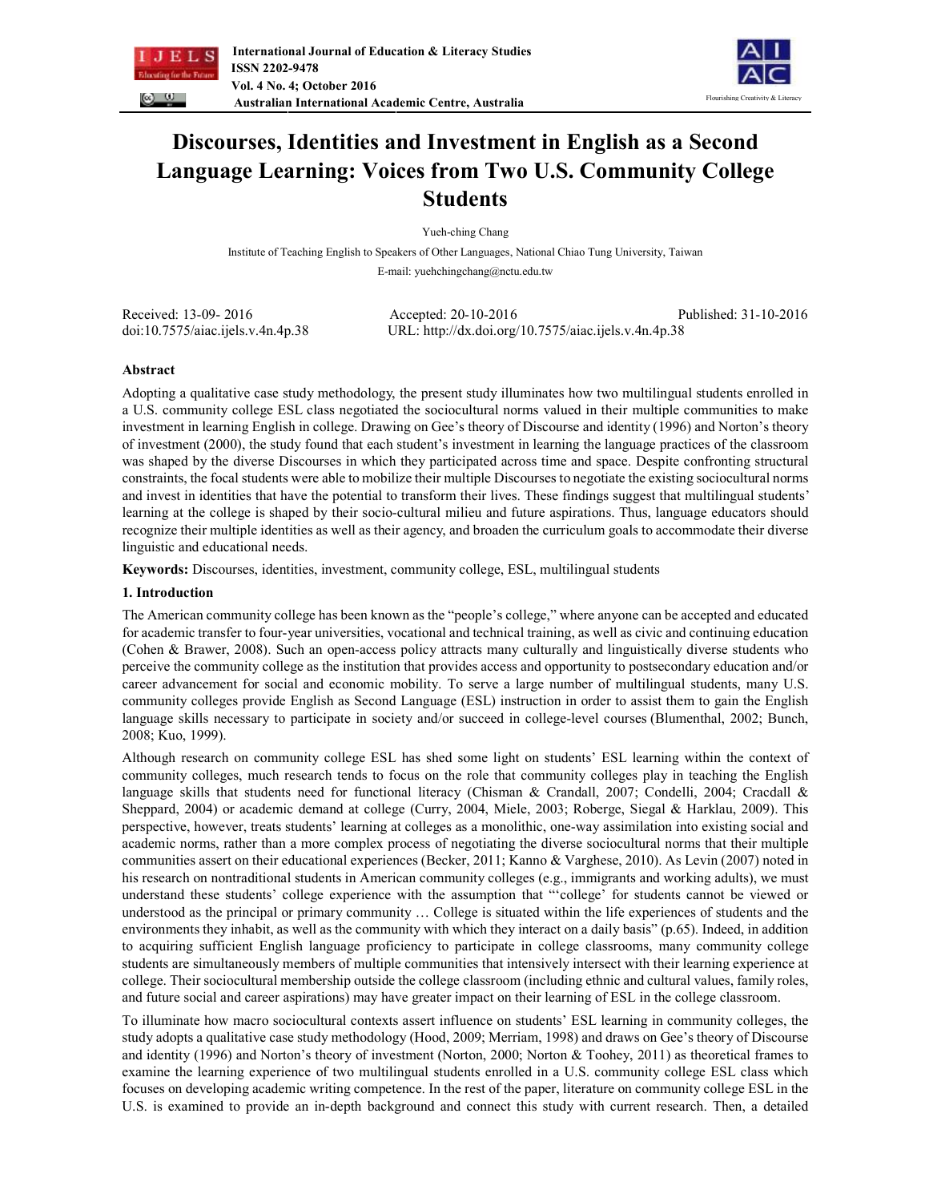# Discourses, Identities and Investment in English as a Second Language Learning: Voices from Two U.S. Community College Students

Yueh-ching Chang

Institute of Teaching English to Speakers of Other Languages, National Chiao Tung University, Taiwan

E-mail: yuehchingchang@nctu.edu.tw

Received: 13-09- 2016 Accepted: 20-10-2016 Published: 31-10-2016

doi:10.7575/aiac.ijels.v.4n.4p.38 URL: http://dx.doi.org/10.7575/aiac.ijels.v.4n.4p.38

## Abstract

Adopting a qualitative case study methodology, the present study illuminates how two multilingual students enrolled in a U.S. community college ESL class negotiated the sociocultural norms valued in their multiple communities to make investment in learning English in college. Drawing on Gee's theory of Discourse and identity (1996) and Norton's theory of investment (2000), the study found that each student's investment in learning the language practices of the classroom was shaped by the diverse Discourses in which they participated across time and space. Despite confronting structural constraints, the focal students were able to mobilize their multiple Discourses to negotiate the existing sociocultural norms and invest in identities that have the potential to transform their lives. These findings suggest that multilingual students' learning at the college is shaped by their socio-cultural milieu and future aspirations. Thus, language educators should recognize their multiple identities as well as their agency, and broaden the curriculum goals to accommodate their diverse linguistic and educational needs.

**Keywords:** Discourses, identities, investment, community college, ESL, multilingual students

## 1. Introduction

The American community college has been known as the "people's college," where anyone can be accepted and educated for academic transfer to four-year universities, vocational and technical training, as well as civic and continuing education (Cohen & Brawer, 2008). Such an open-access policy attracts many culturally and linguistically diverse students who perceive the community college as the institution that provides access and opportunity to postsecondary education and/or career advancement for social and economic mobility. To serve a large number of multilingual students, many U.S. community colleges provide English as Second Language (ESL) instruction in order to assist them to gain the English language skills necessary to participate in society and/or succeed in college-level courses (Blumenthal, 2002; Bunch, 2008; Kuo, 1999).

Although research on community college ESL has shed some light on students' ESL learning within the context of community colleges, much research tends to focus on the role that community colleges play in teaching the English language skills that students need for functional literacy (Chisman & Crandall, 2007; Condelli, 2004; Cracdall & Sheppard, 2004) or academic demand at college (Curry, 2004, Miele, 2003; Roberge, Siegal & Harklau, 2009). This perspective, however, treats students' learning at colleges as a monolithic, one-way assimilation into existing social and academic norms, rather than a more complex process of negotiating the diverse sociocultural norms that their multiple communities assert on their educational experiences (Becker, 2011; Kanno & Varghese, 2010). As Levin (2007) noted in his research on nontraditional students in American community colleges (e.g., immigrants and working adults), we must understand these students' college experience with the assumption that "'college' for students cannot be viewed or understood as the principal or primary community … College is situated within the life experiences of students and the environments they inhabit, as well as the community with which they interact on a daily basis" (p.65). Indeed, in addition to acquiring sufficient English language proficiency to participate in college classrooms, many community college students are simultaneously members of multiple communities that intensively intersect with their learning experience at college. Their sociocultural membership outside the college classroom (including ethnic and cultural values, family roles, and future social and career aspirations) may have greater impact on their learning of ESL in the college classroom.

To illuminate how macro sociocultural contexts assert influence on students' ESL learning in community colleges, the study adopts a qualitative case study methodology (Hood, 2009; Merriam, 1998) and draws on Gee's theory of Discourse and identity (1996) and Norton's theory of investment (Norton, 2000; Norton & Toohey, 2011) as theoretical frames to examine the learning experience of two multilingual students enrolled in a U.S. community college ESL class which focuses on developing academic writing competence. In the rest of the paper, literature on community college ESL in the U.S. is examined to provide an in-depth background and connect this study with current research. Then, a detailed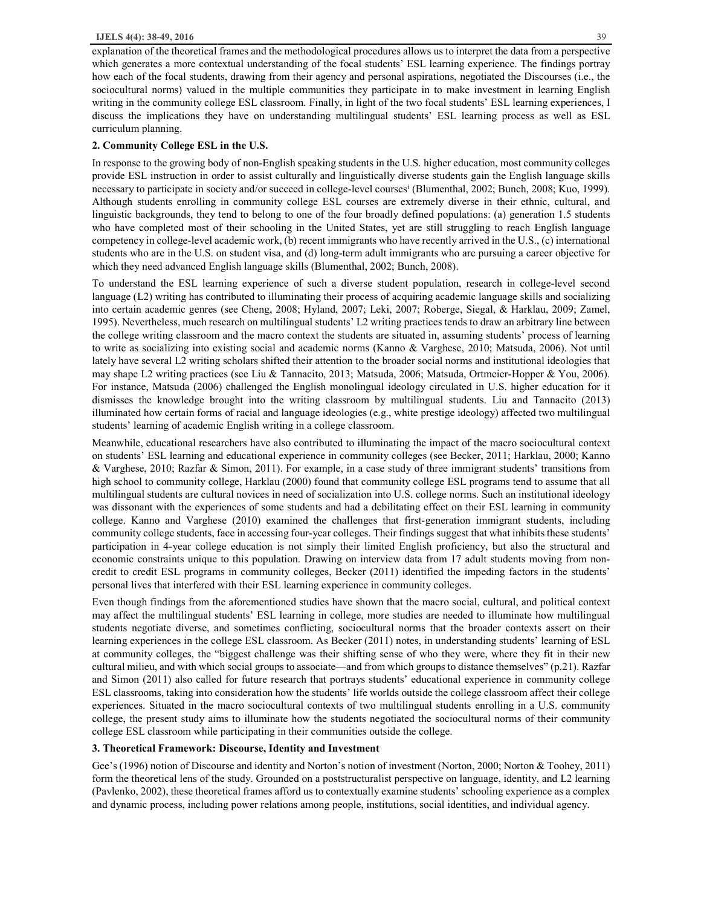explanation of the theoretical frames and the methodological procedures allows us to interpret the data from a perspective which generates a more contextual understanding of the focal students' ESL learning experience. The findings portray how each of the focal students, drawing from their agency and personal aspirations, negotiated the Discourses (i.e., the sociocultural norms) valued in the multiple communities they participate in to make investment in learning English writing in the community college ESL classroom. Finally, in light of the two focal students' ESL learning experiences, I discuss the implications they have on understanding multilingual students' ESL learning process as well as ESL curriculum planning.

## 2. Community College ESL in the U.S.

In response to the growing body of non-English speaking students in the U.S. higher education, most community colleges provide ESL instruction in order to assist culturally and linguistically diverse students gain the English language skills necessary to participate in society and/or succeed in college-level courses[i] (Blumenthal, 2002; Bunch, 2008; Kuo, 1999). Although students enrolling in community college ESL courses are extremely diverse in their ethnic, cultural, and linguistic backgrounds, they tend to belong to one of the four broadly defined populations: (a) generation 1.5 students who have completed most of their schooling in the United States, yet are still struggling to reach English language competency in college-level academic work, (b) recent immigrants who have recently arrived in the U.S., (c) international students who are in the U.S. on student visa, and (d) long-term adult immigrants who are pursuing a career objective for which they need advanced English language skills (Blumenthal, 2002; Bunch, 2008).

To understand the ESL learning experience of such a diverse student population, research in college-level second language (L2) writing has contributed to illuminating their process of acquiring academic language skills and socializing into certain academic genres (see Cheng, 2008; Hyland, 2007; Leki, 2007; Roberge, Siegal, & Harklau, 2009; Zamel, 1995). Nevertheless, much research on multilingual students' L2 writing practices tends to draw an arbitrary line between the college writing classroom and the macro context the students are situated in, assuming students' process of learning to write as socializing into existing social and academic norms (Kanno & Varghese, 2010; Matsuda, 2006). Not until lately have several L2 writing scholars shifted their attention to the broader social norms and institutional ideologies that may shape L2 writing practices (see Liu & Tannacito, 2013; Matsuda, 2006; Matsuda, Ortmeier-Hopper & You, 2006). For instance, Matsuda (2006) challenged the English monolingual ideology circulated in U.S. higher education for it dismisses the knowledge brought into the writing classroom by multilingual students. Liu and Tannacito (2013) illuminated how certain forms of racial and language ideologies (e.g., white prestige ideology) affected two multilingual students' learning of academic English writing in a college classroom.

Meanwhile, educational researchers have also contributed to illuminating the impact of the macro sociocultural context on students' ESL learning and educational experience in community colleges (see Becker, 2011; Harklau, 2000; Kanno & Varghese, 2010; Razfar & Simon, 2011). For example, in a case study of three immigrant students' transitions from high school to community college, Harklau (2000) found that community college ESL programs tend to assume that all multilingual students are cultural novices in need of socialization into U.S. college norms. Such an institutional ideology was dissonant with the experiences of some students and had a debilitating effect on their ESL learning in community college. Kanno and Varghese (2010) examined the challenges that first-generation immigrant students, including community college students, face in accessing four-year colleges. Their findings suggest that what inhibits these students' participation in 4-year college education is not simply their limited English proficiency, but also the structural and economic constraints unique to this population. Drawing on interview data from 17 adult students moving from non-credit to credit ESL programs in community colleges, Becker (2011) identified the impeding factors in the students' personal lives that interfered with their ESL learning experience in community colleges.

Even though findings from the aforementioned studies have shown that the macro social, cultural, and political context may affect the multilingual students' ESL learning in college, more studies are needed to illuminate how multilingual students negotiate diverse, and sometimes conflicting, sociocultural norms that the broader contexts assert on their learning experiences in the college ESL classroom. As Becker (2011) notes, in understanding students' learning of ESL at community colleges, the "biggest challenge was their shifting sense of who they were, where they fit in their new cultural milieu, and with which social groups to associate—and from which groups to distance themselves" (p.21). Razfar and Simon (2011) also called for future research that portrays students' educational experience in community college ESL classrooms, taking into consideration how the students' life worlds outside the college classroom affect their college experiences. Situated in the macro sociocultural contexts of two multilingual students enrolling in a U.S. community college, the present study aims to illuminate how the students negotiated the sociocultural norms of their community college ESL classroom while participating in their communities outside the college.

## 3. Theoretical Framework: Discourse, Identity and Investment

Gee's (1996) notion of Discourse and identity and Norton's notion of investment (Norton, 2000; Norton & Toohey, 2011) form the theoretical lens of the study. Grounded on a poststructuralist perspective on language, identity, and L2 learning (Pavlenko, 2002), these theoretical frames afford us to contextually examine students' schooling experience as a complex and dynamic process, including power relations among people, institutions, social identities, and individual agency.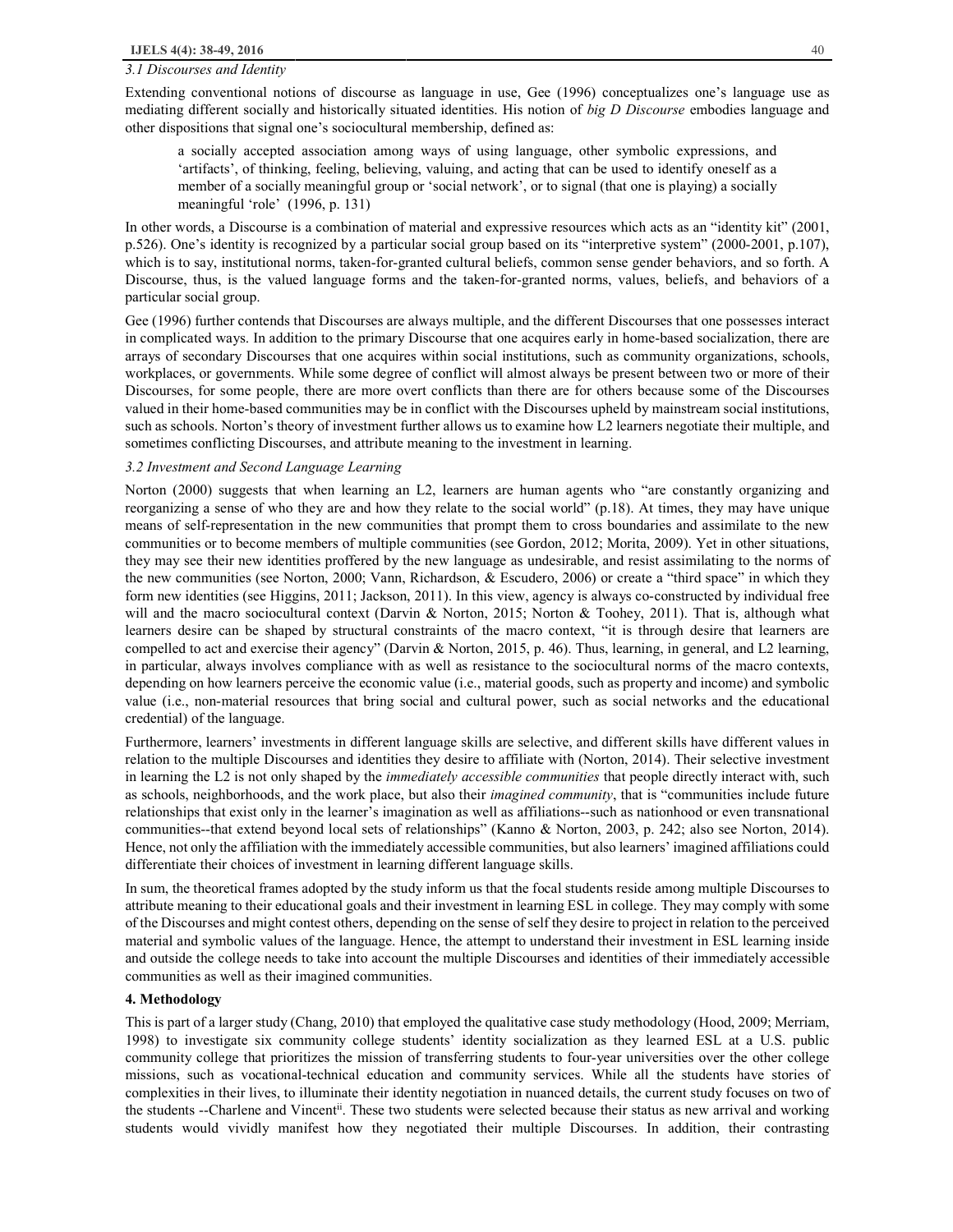### 3.1 Discourses and Identity

Extending conventional notions of discourse as language in use, Gee (1996) conceptualizes one's language use as mediating different socially and historically situated identities. His notion of *big D Discourse* embodies language and other dispositions that signal one's sociocultural membership, defined as:

> a socially accepted association among ways of using language, other symbolic expressions, and 'artifacts', of thinking, feeling, believing, valuing, and acting that can be used to identify oneself as a member of a socially meaningful group or 'social network', or to signal (that one is playing) a socially meaningful 'role' (1996, p. 131)

In other words, a Discourse is a combination of material and expressive resources which acts as an "identity kit" (2001, p.526). One's identity is recognized by a particular social group based on its "interpretive system" (2000-2001, p.107), which is to say, institutional norms, taken-for-granted cultural beliefs, common sense gender behaviors, and so forth. A Discourse, thus, is the valued language forms and the taken-for-granted norms, values, beliefs, and behaviors of a particular social group.

Gee (1996) further contends that Discourses are always multiple, and the different Discourses that one possesses interact in complicated ways. In addition to the primary Discourse that one acquires early in home-based socialization, there are arrays of secondary Discourses that one acquires within social institutions, such as community organizations, schools, workplaces, or governments. While some degree of conflict will almost always be present between two or more of their Discourses, for some people, there are more overt conflicts than there are for others because some of the Discourses valued in their home-based communities may be in conflict with the Discourses upheld by mainstream social institutions, such as schools. Norton's theory of investment further allows us to examine how L2 learners negotiate their multiple, and sometimes conflicting Discourses, and attribute meaning to the investment in learning.

### 3.2 Investment and Second Language Learning

Norton (2000) suggests that when learning an L2, learners are human agents who "are constantly organizing and reorganizing a sense of who they are and how they relate to the social world" (p.18). At times, they may have unique means of self-representation in the new communities that prompt them to cross boundaries and assimilate to the new communities or to become members of multiple communities (see Gordon, 2012; Morita, 2009). Yet in other situations, they may see their new identities proffered by the new language as undesirable, and resist assimilating to the norms of the new communities (see Norton, 2000; Vann, Richardson, & Escudero, 2006) or create a "third space" in which they form new identities (see Higgins, 2011; Jackson, 2011). In this view, agency is always co-constructed by individual free will and the macro sociocultural context (Darvin & Norton, 2015; Norton & Toohey, 2011). That is, although what learners desire can be shaped by structural constraints of the macro context, "it is through desire that learners are compelled to act and exercise their agency" (Darvin & Norton, 2015, p. 46). Thus, learning, in general, and L2 learning, in particular, always involves compliance with as well as resistance to the sociocultural norms of the macro contexts, depending on how learners perceive the economic value (i.e., material goods, such as property and income) and symbolic value (i.e., non-material resources that bring social and cultural power, such as social networks and the educational credential) of the language.

Furthermore, learners' investments in different language skills are selective, and different skills have different values in relation to the multiple Discourses and identities they desire to affiliate with (Norton, 2014). Their selective investment in learning the L2 is not only shaped by the *immediately accessible communities* that people directly interact with, such as schools, neighborhoods, and the work place, but also their *imagined community*, that is "communities include future relationships that exist only in the learner's imagination as well as affiliations--such as nationhood or even transnational communities--that extend beyond local sets of relationships" (Kanno & Norton, 2003, p. 242; also see Norton, 2014). Hence, not only the affiliation with the immediately accessible communities, but also learners' imagined affiliations could differentiate their choices of investment in learning different language skills.

In sum, the theoretical frames adopted by the study inform us that the focal students reside among multiple Discourses to attribute meaning to their educational goals and their investment in learning ESL in college. They may comply with some of the Discourses and might contest others, depending on the sense of self they desire to project in relation to the perceived material and symbolic values of the language. Hence, the attempt to understand their investment in ESL learning inside and outside the college needs to take into account the multiple Discourses and identities of their immediately accessible communities as well as their imagined communities.

## 4. Methodology

This is part of a larger study (Chang, 2010) that employed the qualitative case study methodology (Hood, 2009; Merriam, 1998) to investigate six community college students' identity socialization as they learned ESL at a U.S. public community college that prioritizes the mission of transferring students to four-year universities over the other college missions, such as vocational-technical education and community services. While all the students have stories of complexities in their lives, to illuminate their identity negotiation in nuanced details, the current study focuses on two of the students --Charlene and Vincent[ii]. These two students were selected because their status as new arrival and working students would vividly manifest how they negotiated their multiple Discourses. In addition, their contrasting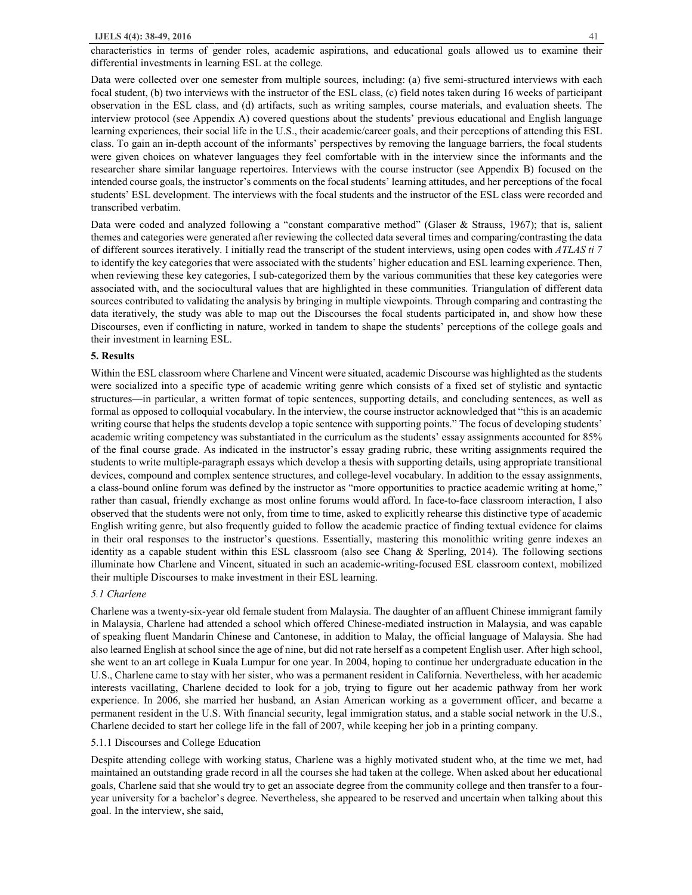characteristics in terms of gender roles, academic aspirations, and educational goals allowed us to examine their differential investments in learning ESL at the college.

Data were collected over one semester from multiple sources, including: (a) five semi-structured interviews with each focal student, (b) two interviews with the instructor of the ESL class, (c) field notes taken during 16 weeks of participant observation in the ESL class, and (d) artifacts, such as writing samples, course materials, and evaluation sheets. The interview protocol (see Appendix A) covered questions about the students' previous educational and English language learning experiences, their social life in the U.S., their academic/career goals, and their perceptions of attending this ESL class. To gain an in-depth account of the informants' perspectives by removing the language barriers, the focal students were given choices on whatever languages they feel comfortable with in the interview since the informants and the researcher share similar language repertoires. Interviews with the course instructor (see Appendix B) focused on the intended course goals, the instructor's comments on the focal students' learning attitudes, and her perceptions of the focal students' ESL development. The interviews with the focal students and the instructor of the ESL class were recorded and transcribed verbatim.

Data were coded and analyzed following a "constant comparative method" (Glaser & Strauss, 1967); that is, salient themes and categories were generated after reviewing the collected data several times and comparing/contrasting the data of different sources iteratively. I initially read the transcript of the student interviews, using open codes with *ATLAS ti 7* to identify the key categories that were associated with the students' higher education and ESL learning experience. Then, when reviewing these key categories, I sub-categorized them by the various communities that these key categories were associated with, and the sociocultural values that are highlighted in these communities. Triangulation of different data sources contributed to validating the analysis by bringing in multiple viewpoints. Through comparing and contrasting the data iteratively, the study was able to map out the Discourses the focal students participated in, and show how these Discourses, even if conflicting in nature, worked in tandem to shape the students' perceptions of the college goals and their investment in learning ESL.

## 5. Results

Within the ESL classroom where Charlene and Vincent were situated, academic Discourse was highlighted as the students were socialized into a specific type of academic writing genre which consists of a fixed set of stylistic and syntactic structures—in particular, a written format of topic sentences, supporting details, and concluding sentences, as well as formal as opposed to colloquial vocabulary. In the interview, the course instructor acknowledged that "this is an academic writing course that helps the students develop a topic sentence with supporting points." The focus of developing students' academic writing competency was substantiated in the curriculum as the students' essay assignments accounted for 85% of the final course grade. As indicated in the instructor's essay grading rubric, these writing assignments required the students to write multiple-paragraph essays which develop a thesis with supporting details, using appropriate transitional devices, compound and complex sentence structures, and college-level vocabulary. In addition to the essay assignments, a class-bound online forum was defined by the instructor as "more opportunities to practice academic writing at home," rather than casual, friendly exchange as most online forums would afford. In face-to-face classroom interaction, I also observed that the students were not only, from time to time, asked to explicitly rehearse this distinctive type of academic English writing genre, but also frequently guided to follow the academic practice of finding textual evidence for claims in their oral responses to the instructor's questions. Essentially, mastering this monolithic writing genre indexes an identity as a capable student within this ESL classroom (also see Chang & Sperling, 2014). The following sections illuminate how Charlene and Vincent, situated in such an academic-writing-focused ESL classroom context, mobilized their multiple Discourses to make investment in their ESL learning.

### *5.1 Charlene*

Charlene was a twenty-six-year old female student from Malaysia. The daughter of an affluent Chinese immigrant family in Malaysia, Charlene had attended a school which offered Chinese-mediated instruction in Malaysia, and was capable of speaking fluent Mandarin Chinese and Cantonese, in addition to Malay, the official language of Malaysia. She had also learned English at school since the age of nine, but did not rate herself as a competent English user. After high school, she went to an art college in Kuala Lumpur for one year. In 2004, hoping to continue her undergraduate education in the U.S., Charlene came to stay with her sister, who was a permanent resident in California. Nevertheless, with her academic interests vacillating, Charlene decided to look for a job, trying to figure out her academic pathway from her work experience. In 2006, she married her husband, an Asian American working as a government officer, and became a permanent resident in the U.S. With financial security, legal immigration status, and a stable social network in the U.S., Charlene decided to start her college life in the fall of 2007, while keeping her job in a printing company.

#### 5.1.1 Discourses and College Education

Despite attending college with working status, Charlene was a highly motivated student who, at the time we met, had maintained an outstanding grade record in all the courses she had taken at the college. When asked about her educational goals, Charlene said that she would try to get an associate degree from the community college and then transfer to a four-year university for a bachelor's degree. Nevertheless, she appeared to be reserved and uncertain when talking about this goal. In the interview, she said,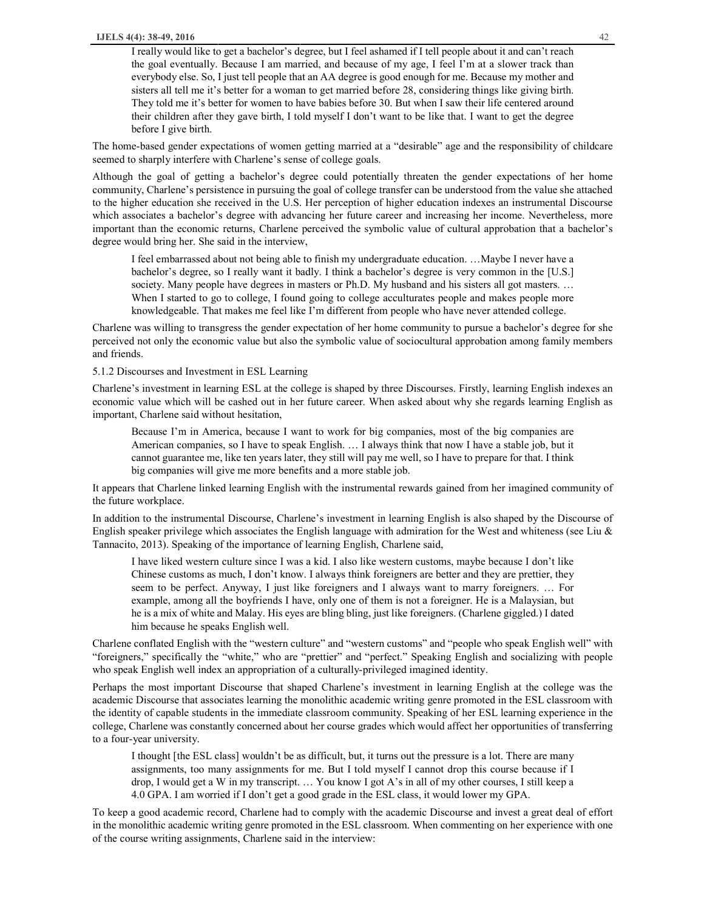> I really would like to get a bachelor's degree, but I feel ashamed if I tell people about it and can't reach the goal eventually. Because I am married, and because of my age, I feel I'm at a slower track than everybody else. So, I just tell people that an AA degree is good enough for me. Because my mother and sisters all tell me it's better for a woman to get married before 28, considering things like giving birth. They told me it's better for women to have babies before 30. But when I saw their life centered around their children after they gave birth, I told myself I don't want to be like that. I want to get the degree before I give birth.

The home-based gender expectations of women getting married at a "desirable" age and the responsibility of childcare seemed to sharply interfere with Charlene's sense of college goals.

Although the goal of getting a bachelor's degree could potentially threaten the gender expectations of her home community, Charlene's persistence in pursuing the goal of college transfer can be understood from the value she attached to the higher education she received in the U.S. Her perception of higher education indexes an instrumental Discourse which associates a bachelor's degree with advancing her future career and increasing her income. Nevertheless, more important than the economic returns, Charlene perceived the symbolic value of cultural approbation that a bachelor's degree would bring her. She said in the interview,

> I feel embarrassed about not being able to finish my undergraduate education. …Maybe I never have a bachelor's degree, so I really want it badly. I think a bachelor's degree is very common in the [U.S.] society. Many people have degrees in masters or Ph.D. My husband and his sisters all got masters. … When I started to go to college, I found going to college acculturates people and makes people more knowledgeable. That makes me feel like I'm different from people who have never attended college.

Charlene was willing to transgress the gender expectation of her home community to pursue a bachelor's degree for she perceived not only the economic value but also the symbolic value of sociocultural approbation among family members and friends.

5.1.2 Discourses and Investment in ESL Learning

Charlene's investment in learning ESL at the college is shaped by three Discourses. Firstly, learning English indexes an economic value which will be cashed out in her future career. When asked about why she regards learning English as important, Charlene said without hesitation,

> Because I'm in America, because I want to work for big companies, most of the big companies are American companies, so I have to speak English. … I always think that now I have a stable job, but it cannot guarantee me, like ten years later, they still will pay me well, so I have to prepare for that. I think big companies will give me more benefits and a more stable job.

It appears that Charlene linked learning English with the instrumental rewards gained from her imagined community of the future workplace.

In addition to the instrumental Discourse, Charlene's investment in learning English is also shaped by the Discourse of English speaker privilege which associates the English language with admiration for the West and whiteness (see Liu & Tannacito, 2013). Speaking of the importance of learning English, Charlene said,

> I have liked western culture since I was a kid. I also like western customs, maybe because I don't like Chinese customs as much, I don't know. I always think foreigners are better and they are prettier, they seem to be perfect. Anyway, I just like foreigners and I always want to marry foreigners. … For example, among all the boyfriends I have, only one of them is not a foreigner. He is a Malaysian, but he is a mix of white and Malay. His eyes are bling bling, just like foreigners. (Charlene giggled.) I dated him because he speaks English well.

Charlene conflated English with the "western culture" and "western customs" and "people who speak English well" with "foreigners," specifically the "white," who are "prettier" and "perfect." Speaking English and socializing with people who speak English well index an appropriation of a culturally-privileged imagined identity.

Perhaps the most important Discourse that shaped Charlene's investment in learning English at the college was the academic Discourse that associates learning the monolithic academic writing genre promoted in the ESL classroom with the identity of capable students in the immediate classroom community. Speaking of her ESL learning experience in the college, Charlene was constantly concerned about her course grades which would affect her opportunities of transferring to a four-year university.

> I thought [the ESL class] wouldn't be as difficult, but, it turns out the pressure is a lot. There are many assignments, too many assignments for me. But I told myself I cannot drop this course because if I drop, I would get a W in my transcript. … You know I got A's in all of my other courses, I still keep a 4.0 GPA. I am worried if I don't get a good grade in the ESL class, it would lower my GPA.

To keep a good academic record, Charlene had to comply with the academic Discourse and invest a great deal of effort in the monolithic academic writing genre promoted in the ESL classroom. When commenting on her experience with one of the course writing assignments, Charlene said in the interview: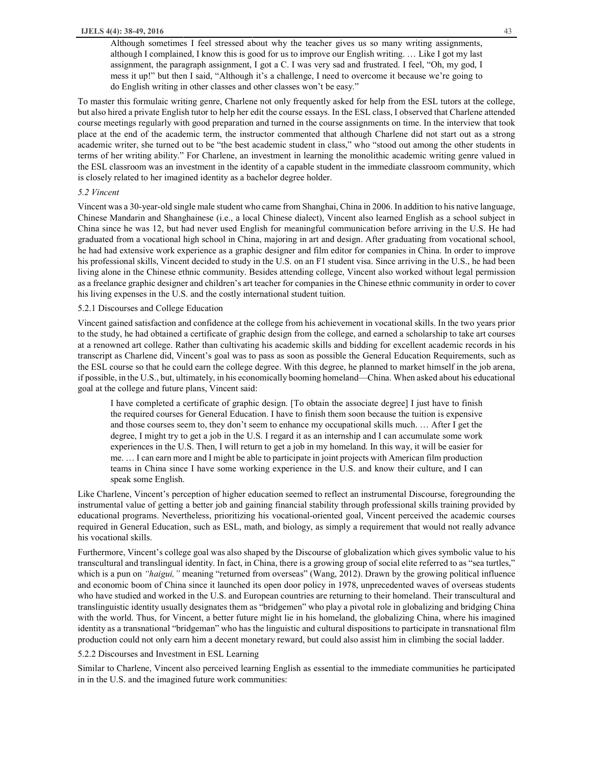> Although sometimes I feel stressed about why the teacher gives us so many writing assignments, although I complained, I know this is good for us to improve our English writing. … Like I got my last assignment, the paragraph assignment, I got a C. I was very sad and frustrated. I feel, "Oh, my god, I mess it up!" but then I said, "Although it's a challenge, I need to overcome it because we're going to do English writing in other classes and other classes won't be easy."

To master this formulaic writing genre, Charlene not only frequently asked for help from the ESL tutors at the college, but also hired a private English tutor to help her edit the course essays. In the ESL class, I observed that Charlene attended course meetings regularly with good preparation and turned in the course assignments on time. In the interview that took place at the end of the academic term, the instructor commented that although Charlene did not start out as a strong academic writer, she turned out to be "the best academic student in class," who "stood out among the other students in terms of her writing ability." For Charlene, an investment in learning the monolithic academic writing genre valued in the ESL classroom was an investment in the identity of a capable student in the immediate classroom community, which is closely related to her imagined identity as a bachelor degree holder.

### *5.2 Vincent*

Vincent was a 30-year-old single male student who came from Shanghai, China in 2006. In addition to his native language, Chinese Mandarin and Shanghainese (i.e., a local Chinese dialect), Vincent also learned English as a school subject in China since he was 12, but had never used English for meaningful communication before arriving in the U.S. He had graduated from a vocational high school in China, majoring in art and design. After graduating from vocational school, he had had extensive work experience as a graphic designer and film editor for companies in China. In order to improve his professional skills, Vincent decided to study in the U.S. on an F1 student visa. Since arriving in the U.S., he had been living alone in the Chinese ethnic community. Besides attending college, Vincent also worked without legal permission as a freelance graphic designer and children's art teacher for companies in the Chinese ethnic community in order to cover his living expenses in the U.S. and the costly international student tuition.

#### 5.2.1 Discourses and College Education

Vincent gained satisfaction and confidence at the college from his achievement in vocational skills. In the two years prior to the study, he had obtained a certificate of graphic design from the college, and earned a scholarship to take art courses at a renowned art college. Rather than cultivating his academic skills and bidding for excellent academic records in his transcript as Charlene did, Vincent's goal was to pass as soon as possible the General Education Requirements, such as the ESL course so that he could earn the college degree. With this degree, he planned to market himself in the job arena, if possible, in the U.S., but, ultimately, in his economically booming homeland—China. When asked about his educational goal at the college and future plans, Vincent said:

> I have completed a certificate of graphic design. [To obtain the associate degree] I just have to finish the required courses for General Education. I have to finish them soon because the tuition is expensive and those courses seem to, they don't seem to enhance my occupational skills much. … After I get the degree, I might try to get a job in the U.S. I regard it as an internship and I can accumulate some work experiences in the U.S. Then, I will return to get a job in my homeland. In this way, it will be easier for me. … I can earn more and I might be able to participate in joint projects with American film production teams in China since I have some working experience in the U.S. and know their culture, and I can speak some English.

Like Charlene, Vincent's perception of higher education seemed to reflect an instrumental Discourse, foregrounding the instrumental value of getting a better job and gaining financial stability through professional skills training provided by educational programs. Nevertheless, prioritizing his vocational-oriented goal, Vincent perceived the academic courses required in General Education, such as ESL, math, and biology, as simply a requirement that would not really advance his vocational skills.

Furthermore, Vincent's college goal was also shaped by the Discourse of globalization which gives symbolic value to his transcultural and translingual identity. In fact, in China, there is a growing group of social elite referred to as "sea turtles," which is a pun on *"haigui,"* meaning "returned from overseas" (Wang, 2012). Drawn by the growing political influence and economic boom of China since it launched its open door policy in 1978, unprecedented waves of overseas students who have studied and worked in the U.S. and European countries are returning to their homeland. Their transcultural and translinguistic identity usually designates them as "bridgemen" who play a pivotal role in globalizing and bridging China with the world. Thus, for Vincent, a better future might lie in his homeland, the globalizing China, where his imagined identity as a transnational "bridgeman" who has the linguistic and cultural dispositions to participate in transnational film production could not only earn him a decent monetary reward, but could also assist him in climbing the social ladder.

#### 5.2.2 Discourses and Investment in ESL Learning

Similar to Charlene, Vincent also perceived learning English as essential to the immediate communities he participated in in the U.S. and the imagined future work communities: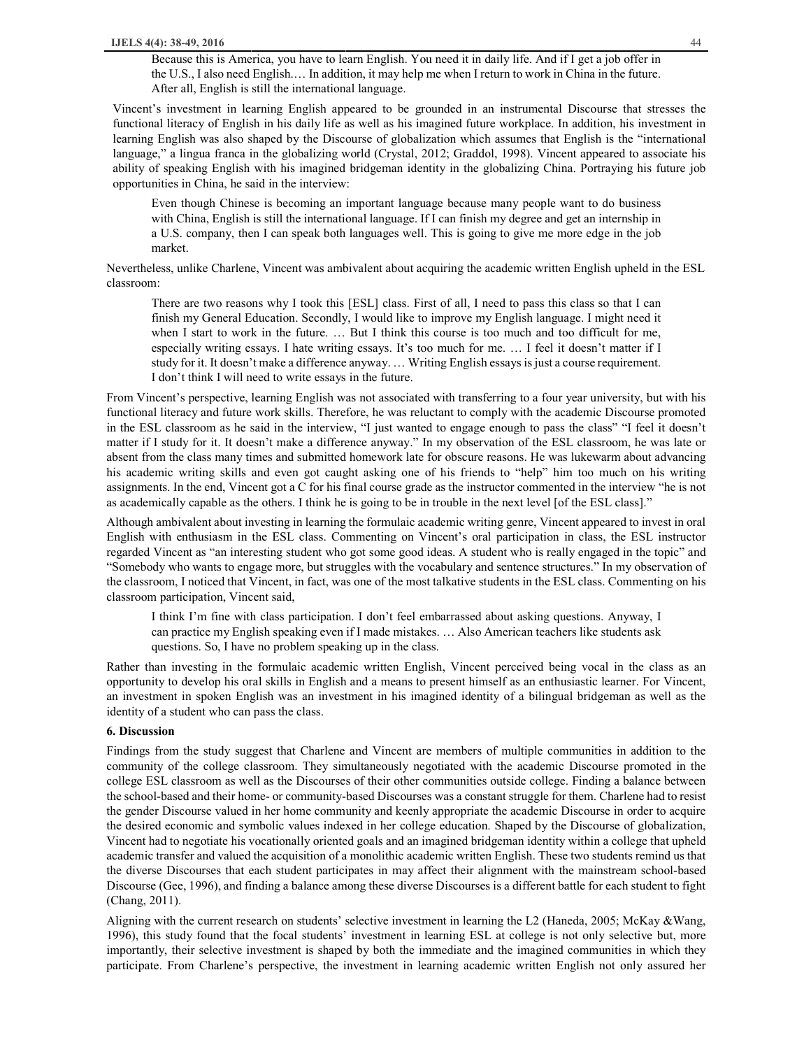> Because this is America, you have to learn English. You need it in daily life. And if I get a job offer in the U.S., I also need English.… In addition, it may help me when I return to work in China in the future. After all, English is still the international language.

Vincent's investment in learning English appeared to be grounded in an instrumental Discourse that stresses the functional literacy of English in his daily life as well as his imagined future workplace. In addition, his investment in learning English was also shaped by the Discourse of globalization which assumes that English is the "international language," a lingua franca in the globalizing world (Crystal, 2012; Graddol, 1998). Vincent appeared to associate his ability of speaking English with his imagined bridgeman identity in the globalizing China. Portraying his future job opportunities in China, he said in the interview:

> Even though Chinese is becoming an important language because many people want to do business with China, English is still the international language. If I can finish my degree and get an internship in a U.S. company, then I can speak both languages well. This is going to give me more edge in the job market.

Nevertheless, unlike Charlene, Vincent was ambivalent about acquiring the academic written English upheld in the ESL classroom:

> There are two reasons why I took this [ESL] class. First of all, I need to pass this class so that I can finish my General Education. Secondly, I would like to improve my English language. I might need it when I start to work in the future. … But I think this course is too much and too difficult for me, especially writing essays. I hate writing essays. It's too much for me. … I feel it doesn't matter if I study for it. It doesn't make a difference anyway. … Writing English essays is just a course requirement. I don't think I will need to write essays in the future.

From Vincent's perspective, learning English was not associated with transferring to a four year university, but with his functional literacy and future work skills. Therefore, he was reluctant to comply with the academic Discourse promoted in the ESL classroom as he said in the interview, "I just wanted to engage enough to pass the class" "I feel it doesn't matter if I study for it. It doesn't make a difference anyway." In my observation of the ESL classroom, he was late or absent from the class many times and submitted homework late for obscure reasons. He was lukewarm about advancing his academic writing skills and even got caught asking one of his friends to "help" him too much on his writing assignments. In the end, Vincent got a C for his final course grade as the instructor commented in the interview "he is not as academically capable as the others. I think he is going to be in trouble in the next level [of the ESL class]."

Although ambivalent about investing in learning the formulaic academic writing genre, Vincent appeared to invest in oral English with enthusiasm in the ESL class. Commenting on Vincent's oral participation in class, the ESL instructor regarded Vincent as "an interesting student who got some good ideas. A student who is really engaged in the topic" and "Somebody who wants to engage more, but struggles with the vocabulary and sentence structures." In my observation of the classroom, I noticed that Vincent, in fact, was one of the most talkative students in the ESL class. Commenting on his classroom participation, Vincent said,

> I think I'm fine with class participation. I don't feel embarrassed about asking questions. Anyway, I can practice my English speaking even if I made mistakes. … Also American teachers like students ask questions. So, I have no problem speaking up in the class.

Rather than investing in the formulaic academic written English, Vincent perceived being vocal in the class as an opportunity to develop his oral skills in English and a means to present himself as an enthusiastic learner. For Vincent, an investment in spoken English was an investment in his imagined identity of a bilingual bridgeman as well as the identity of a student who can pass the class.

### 6. Discussion

Findings from the study suggest that Charlene and Vincent are members of multiple communities in addition to the community of the college classroom. They simultaneously negotiated with the academic Discourse promoted in the college ESL classroom as well as the Discourses of their other communities outside college. Finding a balance between the school-based and their home- or community-based Discourses was a constant struggle for them. Charlene had to resist the gender Discourse valued in her home community and keenly appropriate the academic Discourse in order to acquire the desired economic and symbolic values indexed in her college education. Shaped by the Discourse of globalization, Vincent had to negotiate his vocationally oriented goals and an imagined bridgeman identity within a college that upheld academic transfer and valued the acquisition of a monolithic academic written English. These two students remind us that the diverse Discourses that each student participates in may affect their alignment with the mainstream school-based Discourse (Gee, 1996), and finding a balance among these diverse Discourses is a different battle for each student to fight (Chang, 2011).

Aligning with the current research on students' selective investment in learning the L2 (Haneda, 2005; McKay &Wang, 1996), this study found that the focal students' investment in learning ESL at college is not only selective but, more importantly, their selective investment is shaped by both the immediate and the imagined communities in which they participate. From Charlene's perspective, the investment in learning academic written English not only assured her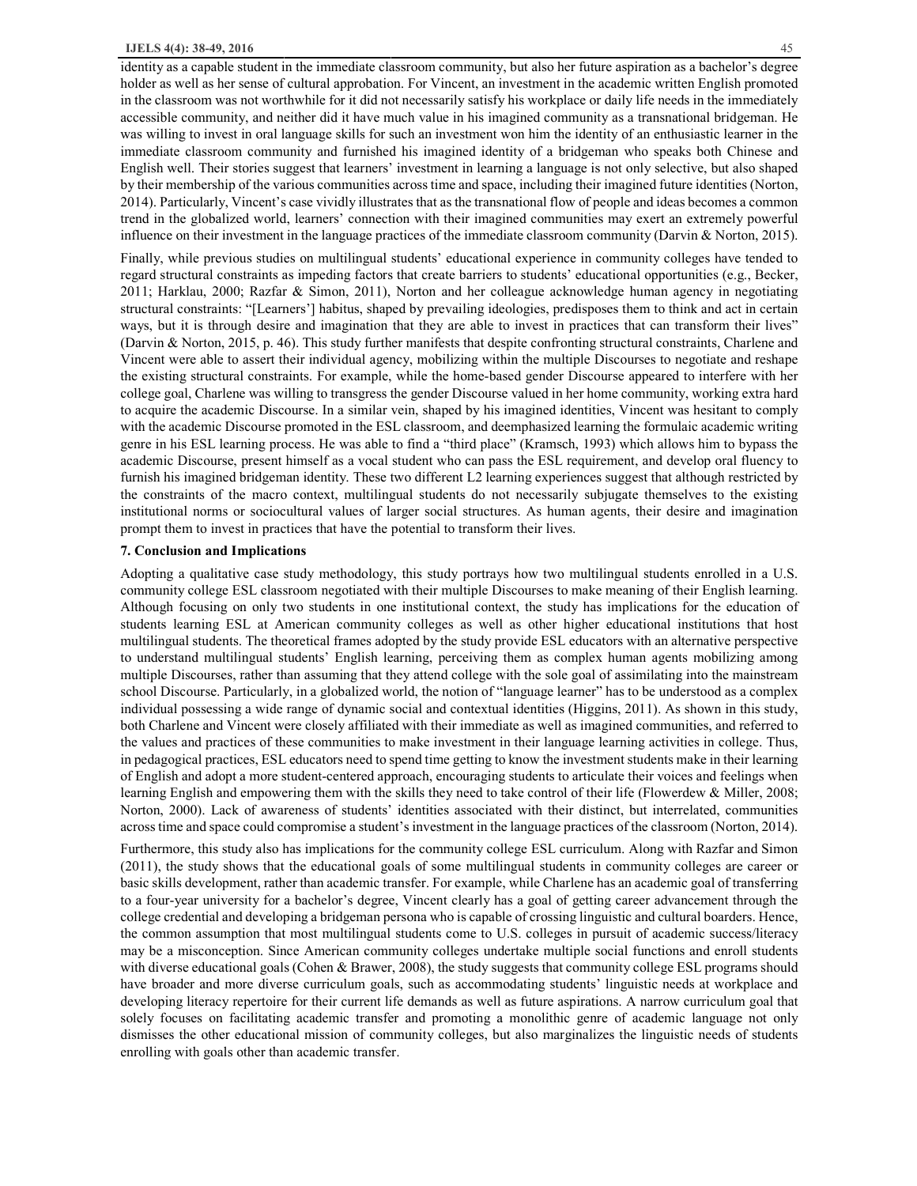identity as a capable student in the immediate classroom community, but also her future aspiration as a bachelor's degree holder as well as her sense of cultural approbation. For Vincent, an investment in the academic written English promoted in the classroom was not worthwhile for it did not necessarily satisfy his workplace or daily life needs in the immediately accessible community, and neither did it have much value in his imagined community as a transnational bridgeman. He was willing to invest in oral language skills for such an investment won him the identity of an enthusiastic learner in the immediate classroom community and furnished his imagined identity of a bridgeman who speaks both Chinese and English well. Their stories suggest that learners' investment in learning a language is not only selective, but also shaped by their membership of the various communities across time and space, including their imagined future identities (Norton, 2014). Particularly, Vincent's case vividly illustrates that as the transnational flow of people and ideas becomes a common trend in the globalized world, learners' connection with their imagined communities may exert an extremely powerful influence on their investment in the language practices of the immediate classroom community (Darvin & Norton, 2015).

Finally, while previous studies on multilingual students' educational experience in community colleges have tended to regard structural constraints as impeding factors that create barriers to students' educational opportunities (e.g., Becker, 2011; Harklau, 2000; Razfar & Simon, 2011), Norton and her colleague acknowledge human agency in negotiating structural constraints: "[Learners'] habitus, shaped by prevailing ideologies, predisposes them to think and act in certain ways, but it is through desire and imagination that they are able to invest in practices that can transform their lives" (Darvin & Norton, 2015, p. 46). This study further manifests that despite confronting structural constraints, Charlene and Vincent were able to assert their individual agency, mobilizing within the multiple Discourses to negotiate and reshape the existing structural constraints. For example, while the home-based gender Discourse appeared to interfere with her college goal, Charlene was willing to transgress the gender Discourse valued in her home community, working extra hard to acquire the academic Discourse. In a similar vein, shaped by his imagined identities, Vincent was hesitant to comply with the academic Discourse promoted in the ESL classroom, and deemphasized learning the formulaic academic writing genre in his ESL learning process. He was able to find a "third place" (Kramsch, 1993) which allows him to bypass the academic Discourse, present himself as a vocal student who can pass the ESL requirement, and develop oral fluency to furnish his imagined bridgeman identity. These two different L2 learning experiences suggest that although restricted by the constraints of the macro context, multilingual students do not necessarily subjugate themselves to the existing institutional norms or sociocultural values of larger social structures. As human agents, their desire and imagination prompt them to invest in practices that have the potential to transform their lives.

## 7. Conclusion and Implications

Adopting a qualitative case study methodology, this study portrays how two multilingual students enrolled in a U.S. community college ESL classroom negotiated with their multiple Discourses to make meaning of their English learning. Although focusing on only two students in one institutional context, the study has implications for the education of students learning ESL at American community colleges as well as other higher educational institutions that host multilingual students. The theoretical frames adopted by the study provide ESL educators with an alternative perspective to understand multilingual students' English learning, perceiving them as complex human agents mobilizing among multiple Discourses, rather than assuming that they attend college with the sole goal of assimilating into the mainstream school Discourse. Particularly, in a globalized world, the notion of "language learner" has to be understood as a complex individual possessing a wide range of dynamic social and contextual identities (Higgins, 2011). As shown in this study, both Charlene and Vincent were closely affiliated with their immediate as well as imagined communities, and referred to the values and practices of these communities to make investment in their language learning activities in college. Thus, in pedagogical practices, ESL educators need to spend time getting to know the investment students make in their learning of English and adopt a more student-centered approach, encouraging students to articulate their voices and feelings when learning English and empowering them with the skills they need to take control of their life (Flowerdew & Miller, 2008; Norton, 2000). Lack of awareness of students' identities associated with their distinct, but interrelated, communities across time and space could compromise a student's investment in the language practices of the classroom (Norton, 2014).

Furthermore, this study also has implications for the community college ESL curriculum. Along with Razfar and Simon (2011), the study shows that the educational goals of some multilingual students in community colleges are career or basic skills development, rather than academic transfer. For example, while Charlene has an academic goal of transferring to a four-year university for a bachelor's degree, Vincent clearly has a goal of getting career advancement through the college credential and developing a bridgeman persona who is capable of crossing linguistic and cultural boarders. Hence, the common assumption that most multilingual students come to U.S. colleges in pursuit of academic success/literacy may be a misconception. Since American community colleges undertake multiple social functions and enroll students with diverse educational goals (Cohen & Brawer, 2008), the study suggests that community college ESL programs should have broader and more diverse curriculum goals, such as accommodating students' linguistic needs at workplace and developing literacy repertoire for their current life demands as well as future aspirations. A narrow curriculum goal that solely focuses on facilitating academic transfer and promoting a monolithic genre of academic language not only dismisses the other educational mission of community colleges, but also marginalizes the linguistic needs of students enrolling with goals other than academic transfer.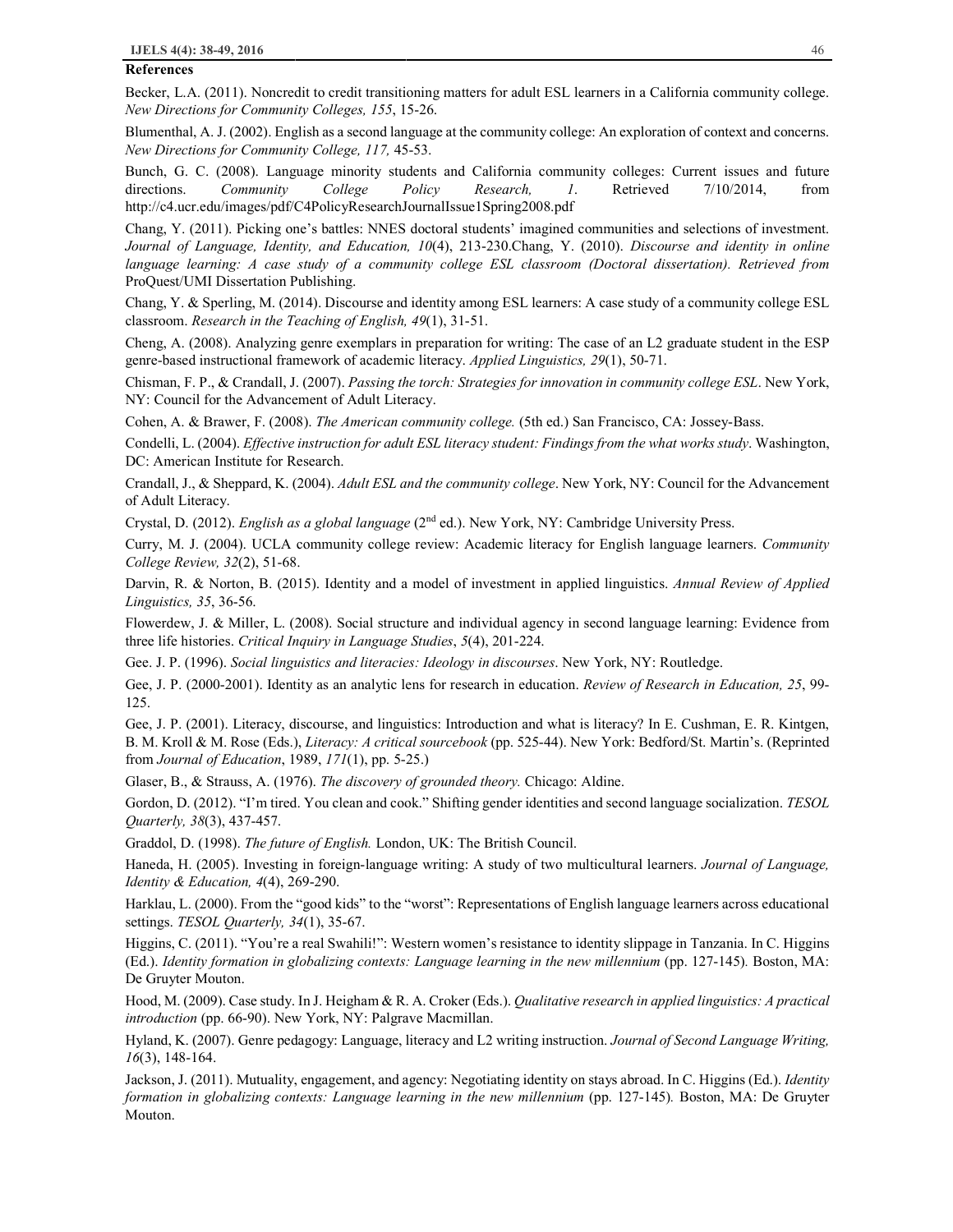**References**

Becker, L.A. (2011). Noncredit to credit transitioning matters for adult ESL learners in a California community college. *New Directions for Community Colleges, 155*, 15-26.

Blumenthal, A. J. (2002). English as a second language at the community college: An exploration of context and concerns. *New Directions for Community College, 117,* 45-53.

Bunch, G. C. (2008). Language minority students and California community colleges: Current issues and future directions. *Community College Policy Research, 1*. Retrieved 7/10/2014, from http://c4.ucr.edu/images/pdf/C4PolicyResearchJournalIssue1Spring2008.pdf

Chang, Y. (2011). Picking one's battles: NNES doctoral students' imagined communities and selections of investment. *Journal of Language, Identity, and Education, 10*(4), 213-230.Chang, Y. (2010). *Discourse and identity in online language learning: A case study of a community college ESL classroom (Doctoral dissertation). Retrieved from* ProQuest/UMI Dissertation Publishing.

Chang, Y. & Sperling, M. (2014). Discourse and identity among ESL learners: A case study of a community college ESL classroom. *Research in the Teaching of English, 49*(1), 31-51.

Cheng, A. (2008). Analyzing genre exemplars in preparation for writing: The case of an L2 graduate student in the ESP genre-based instructional framework of academic literacy. *Applied Linguistics, 29*(1), 50-71.

Chisman, F. P., & Crandall, J. (2007). *Passing the torch: Strategies for innovation in community college ESL*. New York, NY: Council for the Advancement of Adult Literacy.

Cohen, A. & Brawer, F. (2008). *The American community college.* (5th ed.) San Francisco, CA: Jossey-Bass.

Condelli, L. (2004). *Effective instruction for adult ESL literacy student: Findings from the what works study*. Washington, DC: American Institute for Research.

Crandall, J., & Sheppard, K. (2004). *Adult ESL and the community college*. New York, NY: Council for the Advancement of Adult Literacy.

Crystal, D. (2012). *English as a global language* (2nd ed.). New York, NY: Cambridge University Press.

Curry, M. J. (2004). UCLA community college review: Academic literacy for English language learners. *Community College Review, 32*(2), 51-68.

Darvin, R. & Norton, B. (2015). Identity and a model of investment in applied linguistics. *Annual Review of Applied Linguistics, 35*, 36-56.

Flowerdew, J. & Miller, L. (2008). Social structure and individual agency in second language learning: Evidence from three life histories. *Critical Inquiry in Language Studies*, *5*(4), 201-224.

Gee. J. P. (1996). *Social linguistics and literacies: Ideology in discourses*. New York, NY: Routledge.

Gee, J. P. (2000-2001). Identity as an analytic lens for research in education. *Review of Research in Education, 25*, 99-125.

Gee, J. P. (2001). Literacy, discourse, and linguistics: Introduction and what is literacy? In E. Cushman, E. R. Kintgen, B. M. Kroll & M. Rose (Eds.), *Literacy: A critical sourcebook* (pp. 525-44). New York: Bedford/St. Martin's. (Reprinted from *Journal of Education*, 1989, *171*(1), pp. 5-25.)

Glaser, B., & Strauss, A. (1976). *The discovery of grounded theory.* Chicago: Aldine.

Gordon, D. (2012). "I'm tired. You clean and cook." Shifting gender identities and second language socialization. *TESOL Quarterly, 38*(3), 437-457.

Graddol, D. (1998). *The future of English.* London, UK: The British Council.

Haneda, H. (2005). Investing in foreign-language writing: A study of two multicultural learners. *Journal of Language, Identity & Education, 4*(4), 269-290.

Harklau, L. (2000). From the "good kids" to the "worst": Representations of English language learners across educational settings. *TESOL Quarterly, 34*(1), 35-67.

Higgins, C. (2011). "You're a real Swahili!": Western women's resistance to identity slippage in Tanzania. In C. Higgins (Ed.). *Identity formation in globalizing contexts: Language learning in the new millennium* (pp. 127-145)*.* Boston, MA: De Gruyter Mouton.

Hood, M. (2009). Case study. In J. Heigham & R. A. Croker (Eds.). *Qualitative research in applied linguistics: A practical introduction* (pp. 66-90). New York, NY: Palgrave Macmillan.

Hyland, K. (2007). Genre pedagogy: Language, literacy and L2 writing instruction. *Journal of Second Language Writing, 16*(3), 148-164.

Jackson, J. (2011). Mutuality, engagement, and agency: Negotiating identity on stays abroad. In C. Higgins (Ed.). *Identity formation in globalizing contexts: Language learning in the new millennium* (pp. 127-145)*.* Boston, MA: De Gruyter Mouton.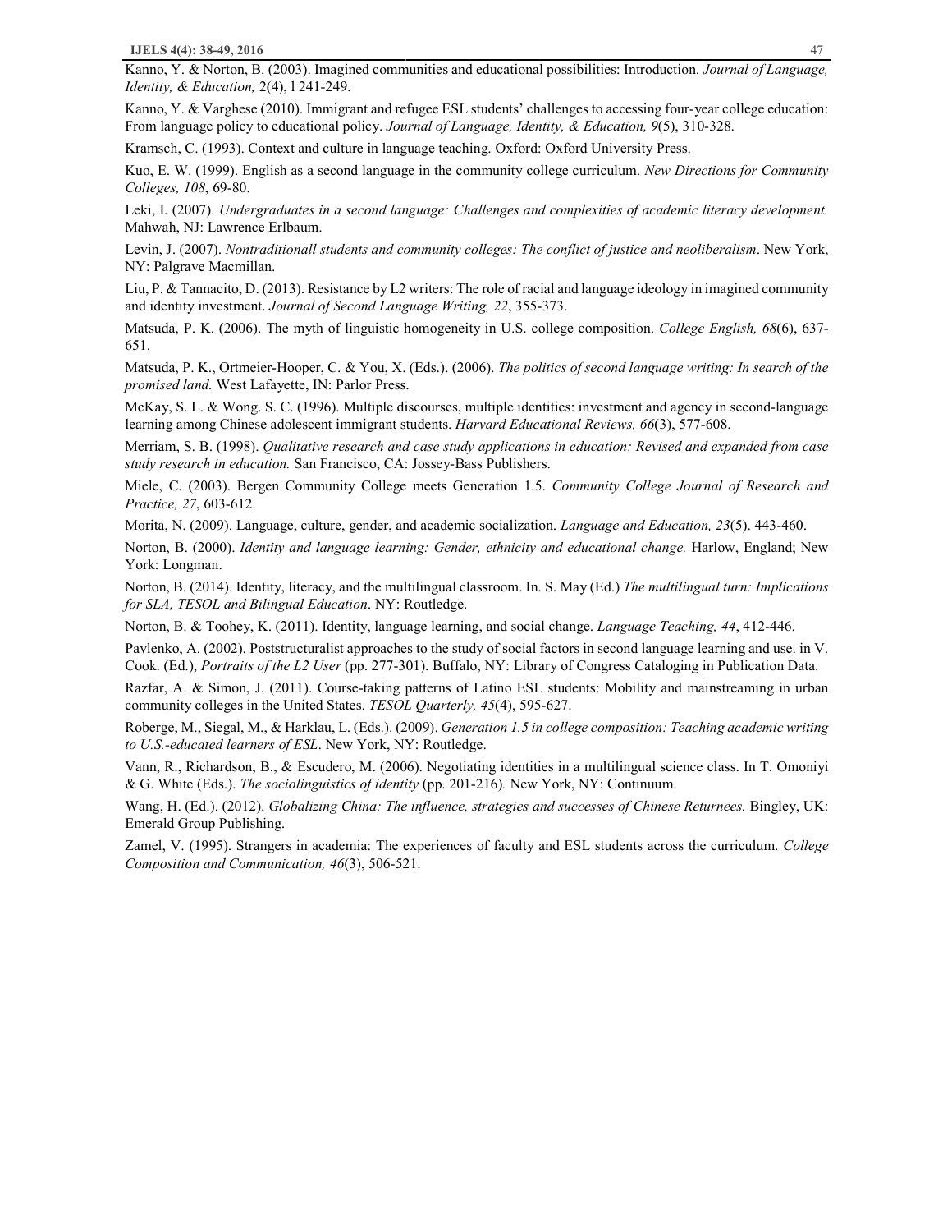Kanno, Y. & Norton, B. (2003). Imagined communities and educational possibilities: Introduction. *Journal of Language, Identity, & Education,* 2(4), l 241-249.

Kanno, Y. & Varghese (2010). Immigrant and refugee ESL students' challenges to accessing four-year college education: From language policy to educational policy. *Journal of Language, Identity, & Education, 9*(5), 310-328.

Kramsch, C. (1993). Context and culture in language teaching. Oxford: Oxford University Press.

Kuo, E. W. (1999). English as a second language in the community college curriculum. *New Directions for Community Colleges, 108*, 69-80.

Leki, I. (2007). *Undergraduates in a second language: Challenges and complexities of academic literacy development.* Mahwah, NJ: Lawrence Erlbaum.

Levin, J. (2007). *Nontraditionall students and community colleges: The conflict of justice and neoliberalism*. New York, NY: Palgrave Macmillan.

Liu, P. & Tannacito, D. (2013). Resistance by L2 writers: The role of racial and language ideology in imagined community and identity investment. *Journal of Second Language Writing, 22*, 355-373.

Matsuda, P. K. (2006). The myth of linguistic homogeneity in U.S. college composition. *College English, 68*(6), 637-651.

Matsuda, P. K., Ortmeier-Hooper, C. & You, X. (Eds.). (2006). *The politics of second language writing: In search of the promised land.* West Lafayette, IN: Parlor Press.

McKay, S. L. & Wong. S. C. (1996). Multiple discourses, multiple identities: investment and agency in second-language learning among Chinese adolescent immigrant students. *Harvard Educational Reviews, 66*(3), 577-608.

Merriam, S. B. (1998). *Qualitative research and case study applications in education: Revised and expanded from case study research in education.* San Francisco, CA: Jossey-Bass Publishers.

Miele, C. (2003). Bergen Community College meets Generation 1.5. *Community College Journal of Research and Practice, 27*, 603-612.

Morita, N. (2009). Language, culture, gender, and academic socialization. *Language and Education, 23*(5). 443-460.

Norton, B. (2000). *Identity and language learning: Gender, ethnicity and educational change.* Harlow, England; New York: Longman.

Norton, B. (2014). Identity, literacy, and the multilingual classroom. In. S. May (Ed.) *The multilingual turn: Implications for SLA, TESOL and Bilingual Education*. NY: Routledge.

Norton, B. & Toohey, K. (2011). Identity, language learning, and social change. *Language Teaching, 44*, 412-446.

Pavlenko, A. (2002). Poststructuralist approaches to the study of social factors in second language learning and use. in V. Cook. (Ed.), *Portraits of the L2 User* (pp. 277-301). Buffalo, NY: Library of Congress Cataloging in Publication Data.

Razfar, A. & Simon, J. (2011). Course-taking patterns of Latino ESL students: Mobility and mainstreaming in urban community colleges in the United States. *TESOL Quarterly, 45*(4), 595-627.

Roberge, M., Siegal, M., & Harklau, L. (Eds.). (2009). *Generation 1.5 in college composition: Teaching academic writing to U.S.-educated learners of ESL*. New York, NY: Routledge.

Vann, R., Richardson, B., & Escudero, M. (2006). Negotiating identities in a multilingual science class. In T. Omoniyi & G. White (Eds.). *The sociolinguistics of identity* (pp. 201-216)*.* New York, NY: Continuum.

Wang, H. (Ed.). (2012). *Globalizing China: The influence, strategies and successes of Chinese Returnees.* Bingley, UK: Emerald Group Publishing.

Zamel, V. (1995). Strangers in academia: The experiences of faculty and ESL students across the curriculum. *College Composition and Communication, 46*(3), 506-521.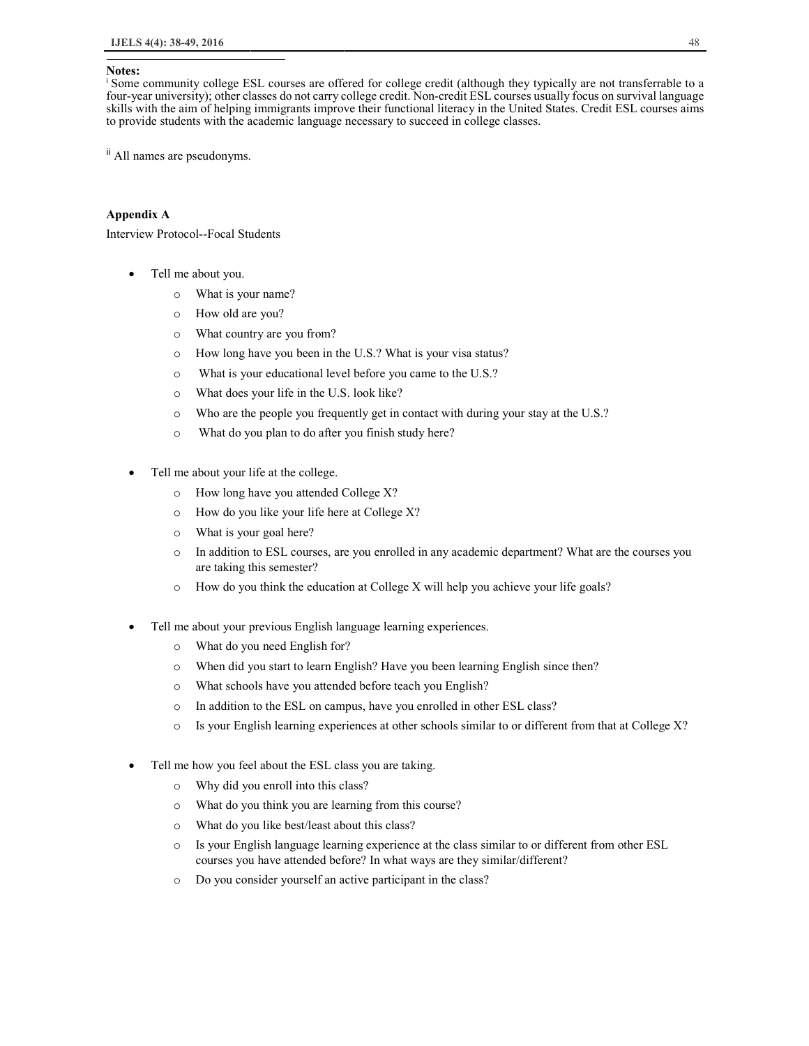**Notes:**

[i] Some community college ESL courses are offered for college credit (although they typically are not transferrable to a four-year university); other classes do not carry college credit. Non-credit ESL courses usually focus on survival language skills with the aim of helping immigrants improve their functional literacy in the United States. Credit ESL courses aims to provide students with the academic language necessary to succeed in college classes.

[ii] All names are pseudonyms.

**Appendix A**

Interview Protocol--Focal Students

- Tell me about you.
  - What is your name?
  - How old are you?
  - What country are you from?
  - How long have you been in the U.S.? What is your visa status?
  - What is your educational level before you came to the U.S.?
  - What does your life in the U.S. look like?
  - Who are the people you frequently get in contact with during your stay at the U.S.?
  - What do you plan to do after you finish study here?

- Tell me about your life at the college.
  - How long have you attended College X?
  - How do you like your life here at College X?
  - What is your goal here?
  - In addition to ESL courses, are you enrolled in any academic department? What are the courses you are taking this semester?
  - How do you think the education at College X will help you achieve your life goals?

- Tell me about your previous English language learning experiences.
  - What do you need English for?
  - When did you start to learn English? Have you been learning English since then?
  - What schools have you attended before teach you English?
  - In addition to the ESL on campus, have you enrolled in other ESL class?
  - Is your English learning experiences at other schools similar to or different from that at College X?

- Tell me how you feel about the ESL class you are taking.
  - Why did you enroll into this class?
  - What do you think you are learning from this course?
  - What do you like best/least about this class?
  - Is your English language learning experience at the class similar to or different from other ESL courses you have attended before? In what ways are they similar/different?
  - Do you consider yourself an active participant in the class?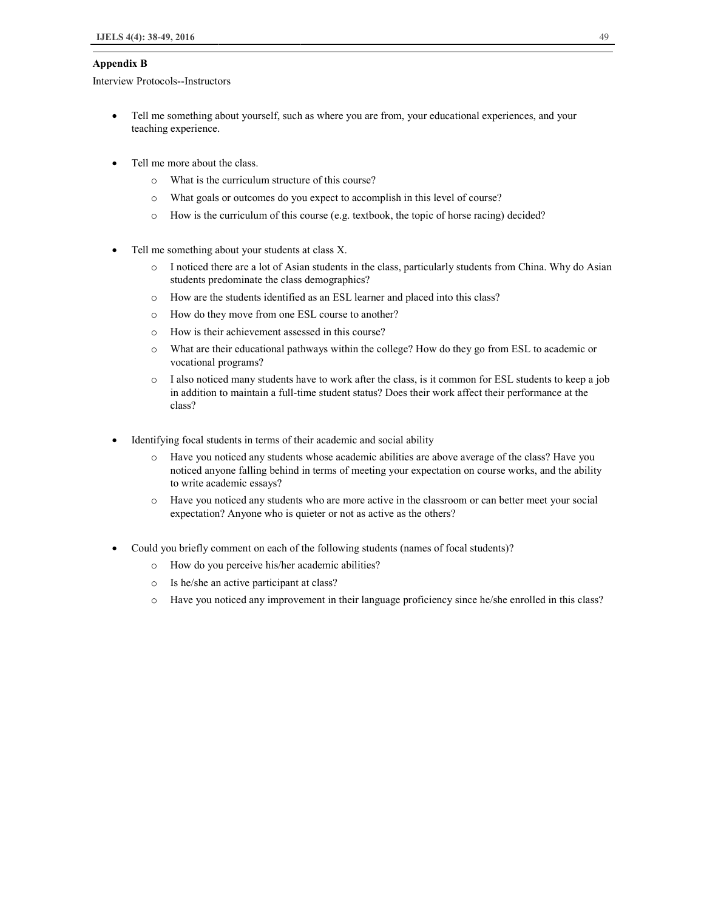**Appendix B**

Interview Protocols--Instructors

- Tell me something about yourself, such as where you are from, your educational experiences, and your teaching experience.

- Tell me more about the class.
    - What is the curriculum structure of this course?
    - What goals or outcomes do you expect to accomplish in this level of course?
    - How is the curriculum of this course (e.g. textbook, the topic of horse racing) decided?

- Tell me something about your students at class X.
    - I noticed there are a lot of Asian students in the class, particularly students from China. Why do Asian students predominate the class demographics?
    - How are the students identified as an ESL learner and placed into this class?
    - How do they move from one ESL course to another?
    - How is their achievement assessed in this course?
    - What are their educational pathways within the college? How do they go from ESL to academic or vocational programs?
    - I also noticed many students have to work after the class, is it common for ESL students to keep a job in addition to maintain a full-time student status? Does their work affect their performance at the class?

- Identifying focal students in terms of their academic and social ability
    - Have you noticed any students whose academic abilities are above average of the class? Have you noticed anyone falling behind in terms of meeting your expectation on course works, and the ability to write academic essays?
    - Have you noticed any students who are more active in the classroom or can better meet your social expectation? Anyone who is quieter or not as active as the others?

- Could you briefly comment on each of the following students (names of focal students)?
    - How do you perceive his/her academic abilities?
    - Is he/she an active participant at class?
    - Have you noticed any improvement in their language proficiency since he/she enrolled in this class?